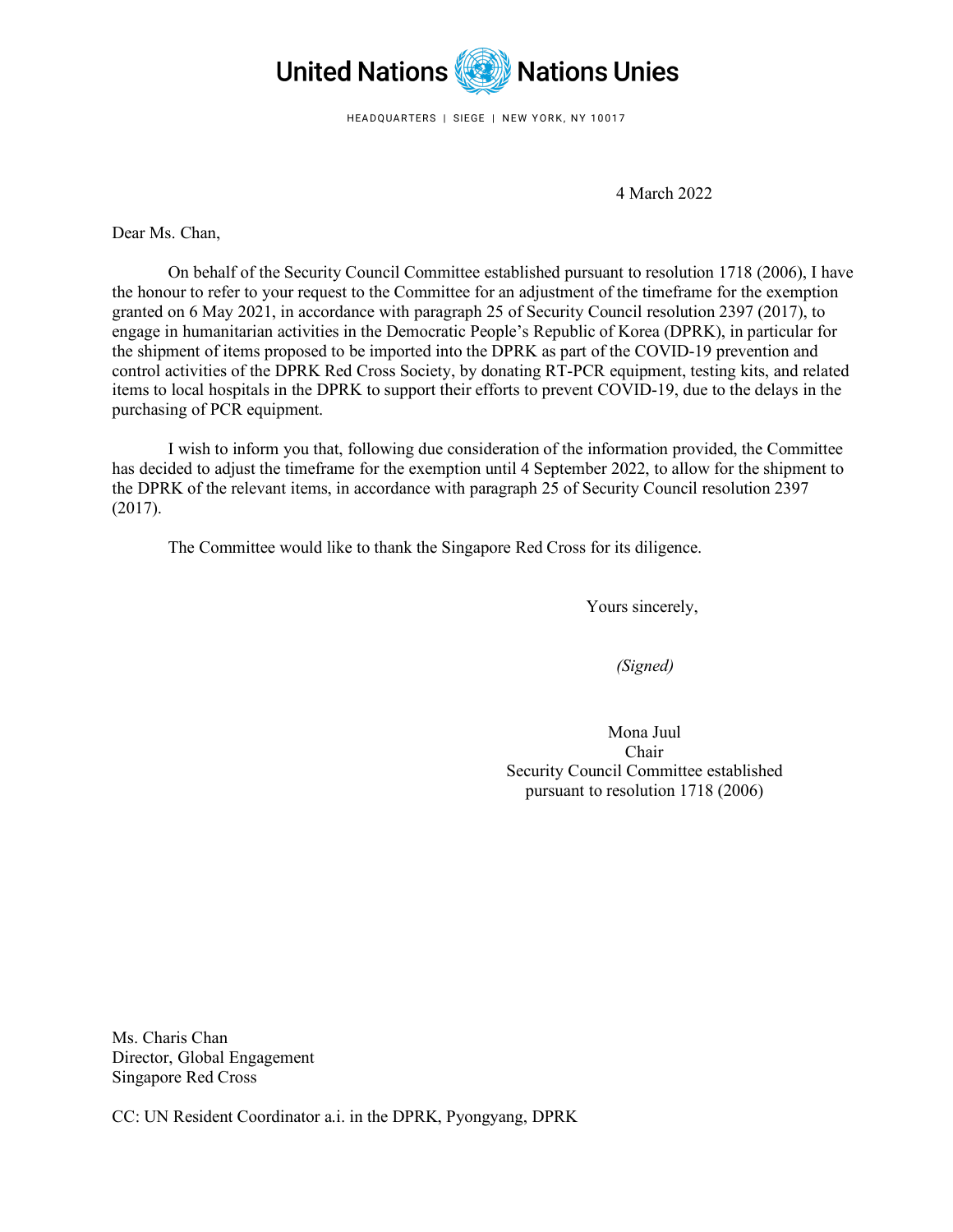United Nations Nations Unies

HEADQUARTERS | SIEGE | NEW YORK, NY 10017

4 March 2022

Dear Ms. Chan,

On behalf of the Security Council Committee established pursuant to resolution 1718 (2006), I have the honour to refer to your request to the Committee for an adjustment of the timeframe for the exemption granted on 6 May 2021, in accordance with paragraph 25 of Security Council resolution 2397 (2017), to engage in humanitarian activities in the Democratic People's Republic of Korea (DPRK), in particular for the shipment of items proposed to be imported into the DPRK as part of the COVID-19 prevention and control activities of the DPRK Red Cross Society, by donating RT-PCR equipment, testing kits, and related items to local hospitals in the DPRK to support their efforts to prevent COVID-19, due to the delays in the purchasing of PCR equipment.

I wish to inform you that, following due consideration of the information provided, the Committee has decided to adjust the timeframe for the exemption until 4 September 2022, to allow for the shipment to the DPRK of the relevant items, in accordance with paragraph 25 of Security Council resolution 2397 (2017).

The Committee would like to thank the Singapore Red Cross for its diligence.

Yours sincerely,

*(Signed)*

Mona Juul
Chair
Security Council Committee established
pursuant to resolution 1718 (2006)

Ms. Charis Chan
Director, Global Engagement
Singapore Red Cross

CC: UN Resident Coordinator a.i. in the DPRK, Pyongyang, DPRK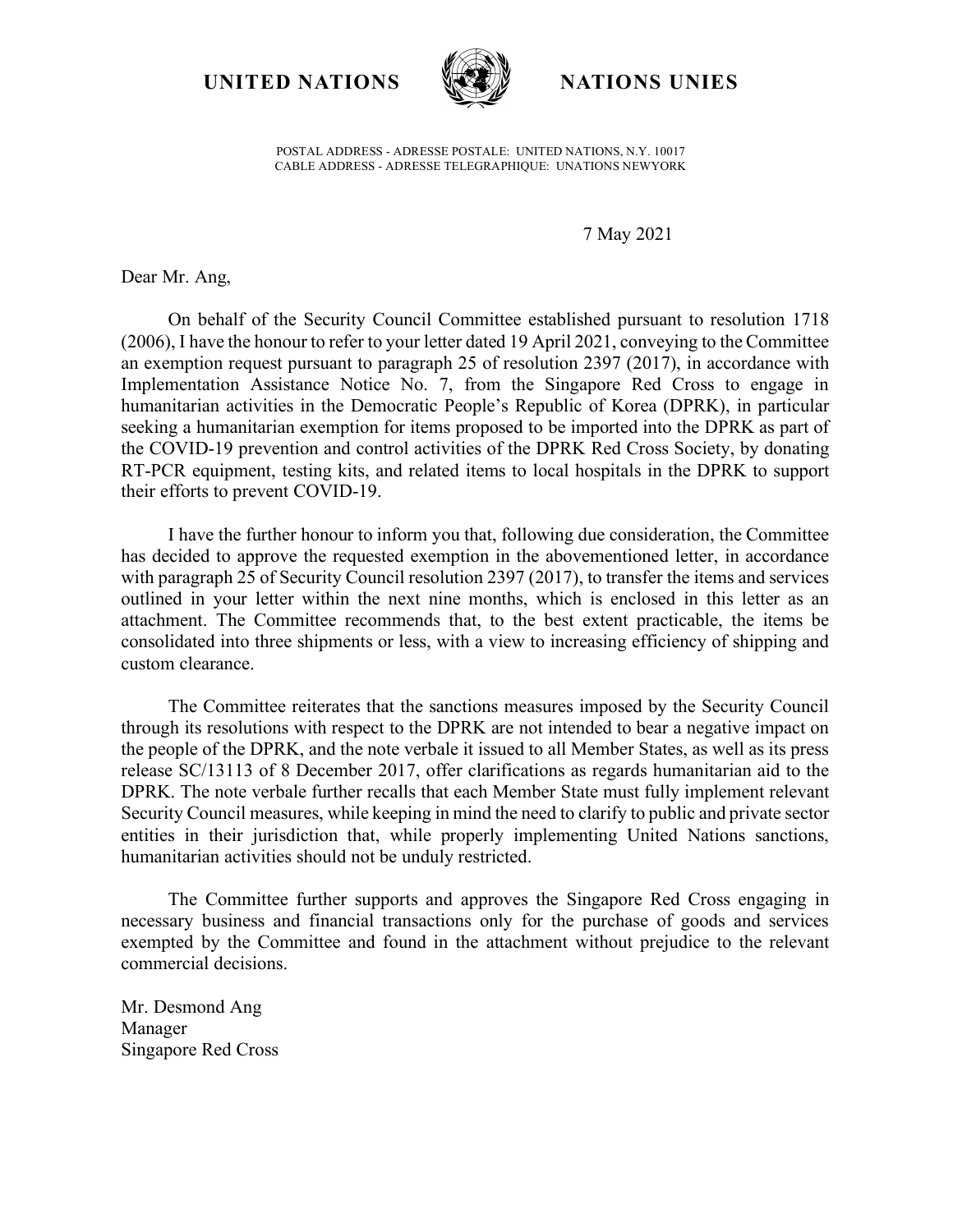**UNITED NATIONS** **NATIONS UNIES**

POSTAL ADDRESS - ADRESSE POSTALE: UNITED NATIONS, N.Y. 10017
CABLE ADDRESS - ADRESSE TELEGRAPHIQUE: UNATIONS NEWYORK

7 May 2021

Dear Mr. Ang,

On behalf of the Security Council Committee established pursuant to resolution 1718 (2006), I have the honour to refer to your letter dated 19 April 2021, conveying to the Committee an exemption request pursuant to paragraph 25 of resolution 2397 (2017), in accordance with Implementation Assistance Notice No. 7, from the Singapore Red Cross to engage in humanitarian activities in the Democratic People's Republic of Korea (DPRK), in particular seeking a humanitarian exemption for items proposed to be imported into the DPRK as part of the COVID-19 prevention and control activities of the DPRK Red Cross Society, by donating RT-PCR equipment, testing kits, and related items to local hospitals in the DPRK to support their efforts to prevent COVID-19.

I have the further honour to inform you that, following due consideration, the Committee has decided to approve the requested exemption in the abovementioned letter, in accordance with paragraph 25 of Security Council resolution 2397 (2017), to transfer the items and services outlined in your letter within the next nine months, which is enclosed in this letter as an attachment. The Committee recommends that, to the best extent practicable, the items be consolidated into three shipments or less, with a view to increasing efficiency of shipping and custom clearance.

The Committee reiterates that the sanctions measures imposed by the Security Council through its resolutions with respect to the DPRK are not intended to bear a negative impact on the people of the DPRK, and the note verbale it issued to all Member States, as well as its press release SC/13113 of 8 December 2017, offer clarifications as regards humanitarian aid to the DPRK. The note verbale further recalls that each Member State must fully implement relevant Security Council measures, while keeping in mind the need to clarify to public and private sector entities in their jurisdiction that, while properly implementing United Nations sanctions, humanitarian activities should not be unduly restricted.

The Committee further supports and approves the Singapore Red Cross engaging in necessary business and financial transactions only for the purchase of goods and services exempted by the Committee and found in the attachment without prejudice to the relevant commercial decisions.

Mr. Desmond Ang
Manager
Singapore Red Cross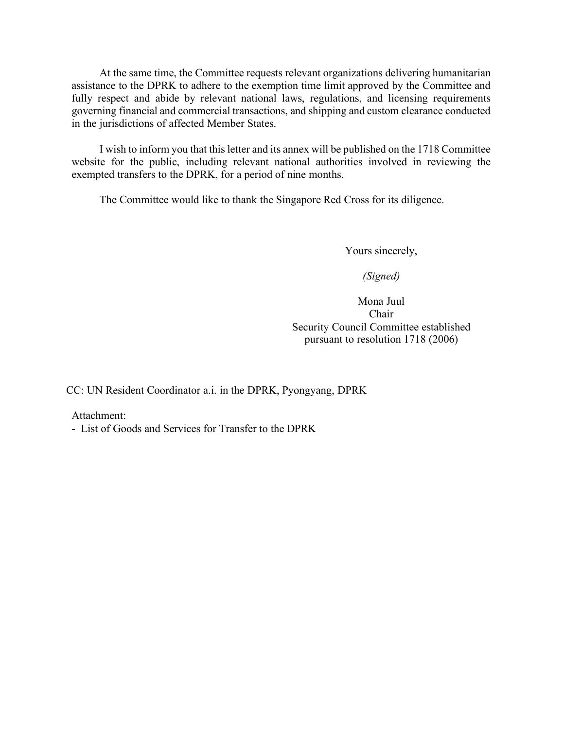At the same time, the Committee requests relevant organizations delivering humanitarian assistance to the DPRK to adhere to the exemption time limit approved by the Committee and fully respect and abide by relevant national laws, regulations, and licensing requirements governing financial and commercial transactions, and shipping and custom clearance conducted in the jurisdictions of affected Member States.

I wish to inform you that this letter and its annex will be published on the 1718 Committee website for the public, including relevant national authorities involved in reviewing the exempted transfers to the DPRK, for a period of nine months.

The Committee would like to thank the Singapore Red Cross for its diligence.

Yours sincerely,

*(Signed)*

Mona Juul
Chair
Security Council Committee established pursuant to resolution 1718 (2006)

CC: UN Resident Coordinator a.i. in the DPRK, Pyongyang, DPRK

Attachment:
- List of Goods and Services for Transfer to the DPRK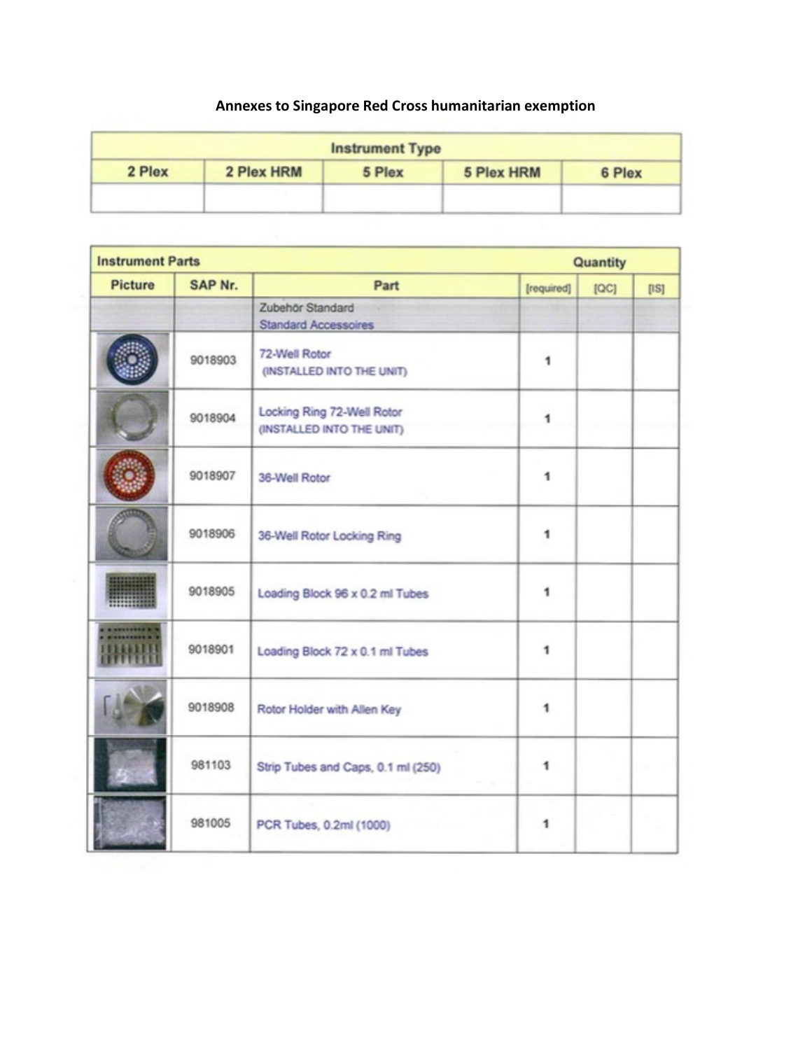**Annexes to Singapore Red Cross humanitarian exemption**

| Instrument Type | | | | |
|---|---|---|---|---|
| 2 Plex | 2 Plex HRM | 5 Plex | 5 Plex HRM | 6 Plex |
| | | | | |

| Instrument Parts | | | Quantity | | |
|---|---|---|---|---|---|
| Picture | SAP Nr. | Part | [required] | [QC] | [IS] |
| | | Zubehör Standard<br>Standard Accessoires | | | |
| | 9018903 | 72-Well Rotor<br>(INSTALLED INTO THE UNIT) | 1 | | |
| | 9018904 | Locking Ring 72-Well Rotor<br>(INSTALLED INTO THE UNIT) | 1 | | |
| | 9018907 | 36-Well Rotor | 1 | | |
| | 9018906 | 36-Well Rotor Locking Ring | 1 | | |
| | 9018905 | Loading Block 96 x 0.2 ml Tubes | 1 | | |
| | 9018901 | Loading Block 72 x 0.1 ml Tubes | 1 | | |
| | 9018908 | Rotor Holder with Allen Key | 1 | | |
| | 981103 | Strip Tubes and Caps, 0.1 ml (250) | 1 | | |
| | 981005 | PCR Tubes, 0.2ml (1000) | 1 | | |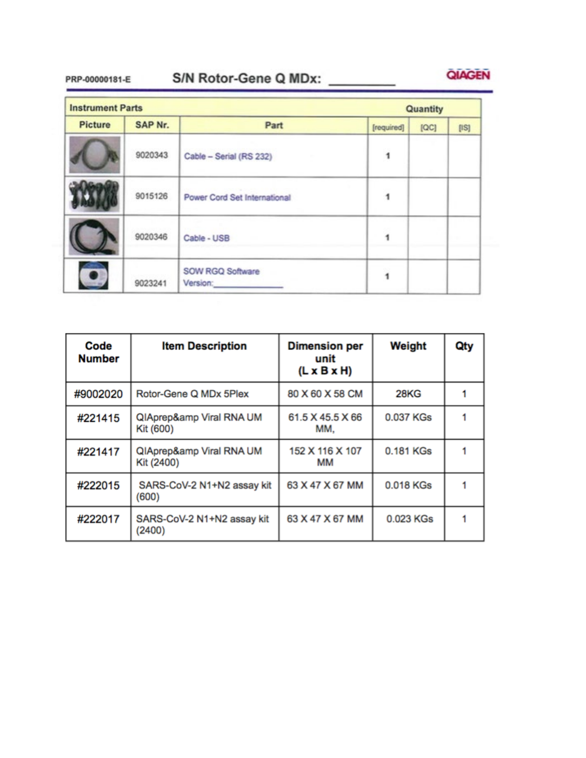PRP-00000181-E

## S/N Rotor-Gene Q MDx: _________

QIAGEN

| Instrument Parts | | | Quantity | | |
|---|---|---|---|---|---|
| Picture | SAP Nr. | Part | [required] | [QC] | [IS] |
| | 9020343 | Cable – Serial (RS 232) | 1 | | |
| | 9015126 | Power Cord Set International | 1 | | |
| | 9020346 | Cable - USB | 1 | | |
| | 9023241 | SOW RGQ Software Version:__________ | 1 | | |

| Code Number | Item Description | Dimension per unit (L x B x H) | Weight | Qty |
|---|---|---|---|---|
| #9002020 | Rotor-Gene Q MDx 5Plex | 80 X 60 X 58 CM | 28KG | 1 |
| #221415 | QIAprep&amp Viral RNA UM Kit (600) | 61.5 X 45.5 X 66 MM, | 0.037 KGs | 1 |
| #221417 | QIAprep&amp Viral RNA UM Kit (2400) | 152 X 116 X 107 MM | 0.181 KGs | 1 |
| #222015 | SARS-CoV-2 N1+N2 assay kit (600) | 63 X 47 X 67 MM | 0.018 KGs | 1 |
| #222017 | SARS-CoV-2 N1+N2 assay kit (2400) | 63 X 47 X 67 MM | 0.023 KGs | 1 |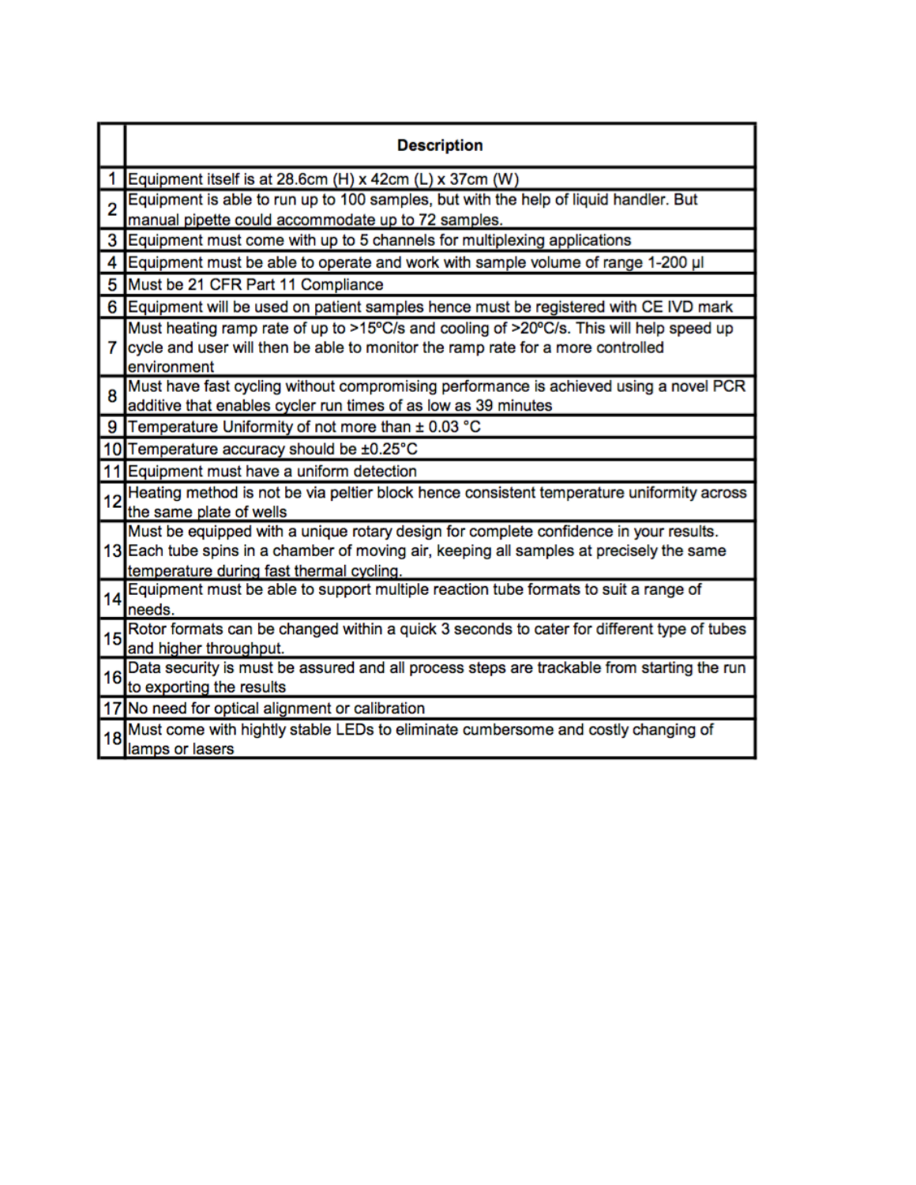| | Description |
|---|---|
| 1 | Equipment itself is at 28.6cm (H) x 42cm (L) x 37cm (W) |
| 2 | Equipment is able to run up to 100 samples, but with the help of liquid handler. But manual pipette could accommodate up to 72 samples. |
| 3 | Equipment must come with up to 5 channels for multiplexing applications |
| 4 | Equipment must be able to operate and work with sample volume of range 1-200 µl |
| 5 | Must be 21 CFR Part 11 Compliance |
| 6 | Equipment will be used on patient samples hence must be registered with CE IVD mark |
| 7 | Must heating ramp rate of up to >15ºC/s and cooling of >20ºC/s. This will help speed up cycle and user will then be able to monitor the ramp rate for a more controlled environment |
| 8 | Must have fast cycling without compromising performance is achieved using a novel PCR additive that enables cycler run times of as low as 39 minutes |
| 9 | Temperature Uniformity of not more than ± 0.03 °C |
| 10 | Temperature accuracy should be ±0.25°C |
| 11 | Equipment must have a uniform detection |
| 12 | Heating method is not be via peltier block hence consistent temperature uniformity across the same plate of wells |
| 13 | Must be equipped with a unique rotary design for complete confidence in your results. Each tube spins in a chamber of moving air, keeping all samples at precisely the same temperature during fast thermal cycling. |
| 14 | Equipment must be able to support multiple reaction tube formats to suit a range of needs. |
| 15 | Rotor formats can be changed within a quick 3 seconds to cater for different type of tubes and higher throughput. |
| 16 | Data security is must be assured and all process steps are trackable from starting the run to exporting the results |
| 17 | No need for optical alignment or calibration |
| 18 | Must come with hightly stable LEDs to eliminate cumbersome and costly changing of lamps or lasers |